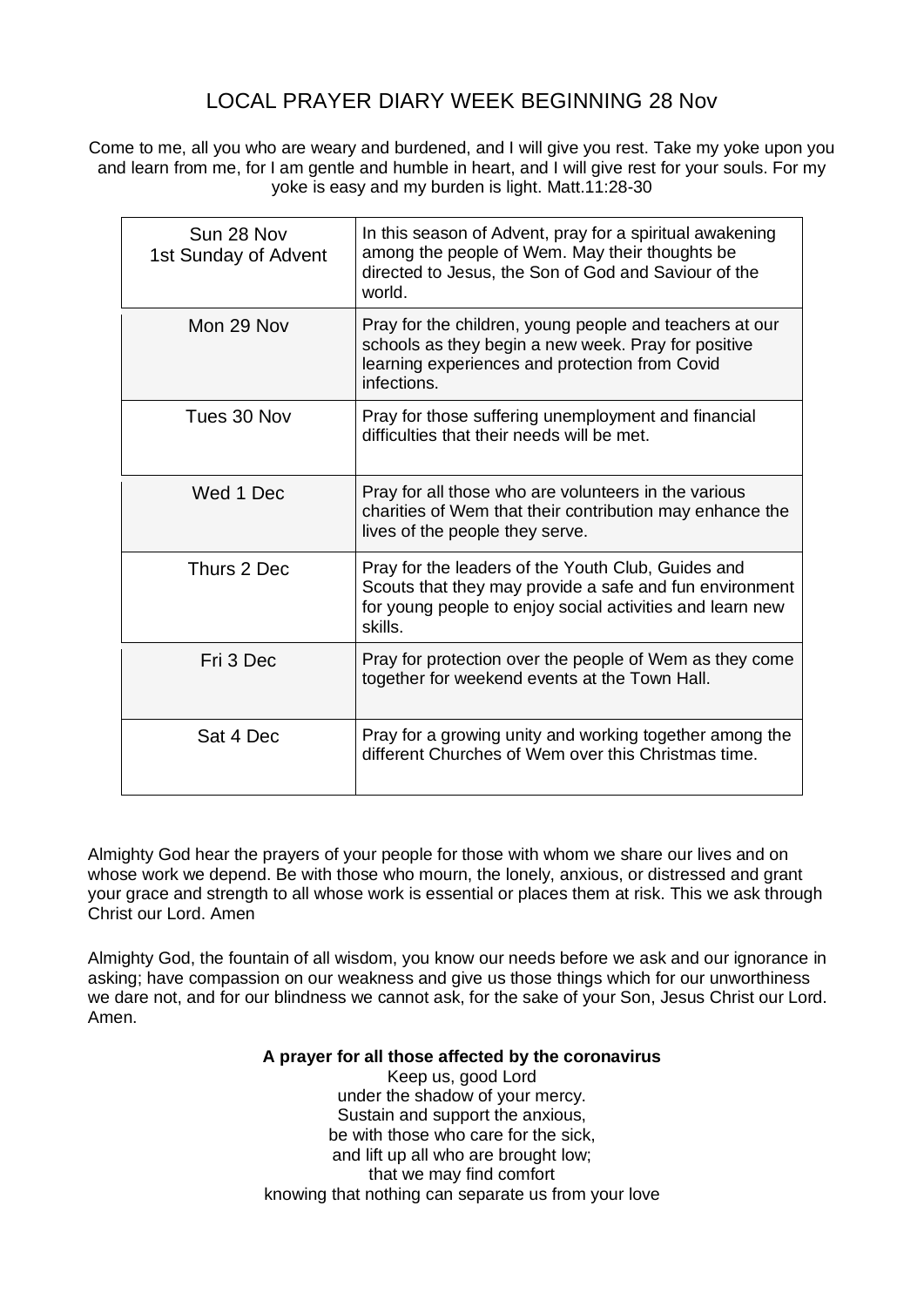# LOCAL PRAYER DIARY WEEK BEGINNING 28 Nov

Come to me, all you who are weary and burdened, and I will give you rest. Take my yoke upon you and learn from me, for I am gentle and humble in heart, and I will give rest for your souls. For my yoke is easy and my burden is light. Matt.11:28-30

| Sun 28 Nov<br>1st Sunday of Advent | In this season of Advent, pray for a spiritual awakening among the people of Wem. May their thoughts be directed to Jesus, the Son of God and Saviour of the world. |
|---|---|
| Mon 29 Nov | Pray for the children, young people and teachers at our schools as they begin a new week. Pray for positive learning experiences and protection from Covid infections. |
| Tues 30 Nov | Pray for those suffering unemployment and financial difficulties that their needs will be met. |
| Wed 1 Dec | Pray for all those who are volunteers in the various charities of Wem that their contribution may enhance the lives of the people they serve. |
| Thurs 2 Dec | Pray for the leaders of the Youth Club, Guides and Scouts that they may provide a safe and fun environment for young people to enjoy social activities and learn new skills. |
| Fri 3 Dec | Pray for protection over the people of Wem as they come together for weekend events at the Town Hall. |
| Sat 4 Dec | Pray for a growing unity and working together among the different Churches of Wem over this Christmas time. |

Almighty God hear the prayers of your people for those with whom we share our lives and on whose work we depend. Be with those who mourn, the lonely, anxious, or distressed and grant your grace and strength to all whose work is essential or places them at risk. This we ask through Christ our Lord. Amen

Almighty God, the fountain of all wisdom, you know our needs before we ask and our ignorance in asking; have compassion on our weakness and give us those things which for our unworthiness we dare not, and for our blindness we cannot ask, for the sake of your Son, Jesus Christ our Lord. Amen.

**A prayer for all those affected by the coronavirus**

Keep us, good Lord
under the shadow of your mercy.
Sustain and support the anxious,
be with those who care for the sick,
and lift up all who are brought low;
that we may find comfort
knowing that nothing can separate us from your love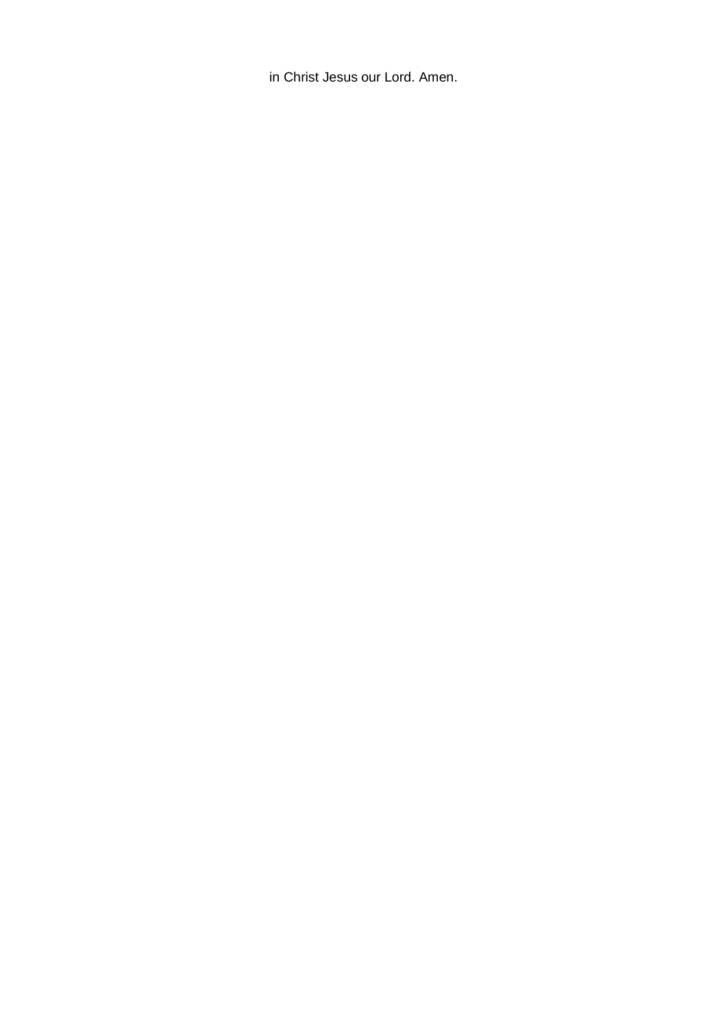in Christ Jesus our Lord. Amen.